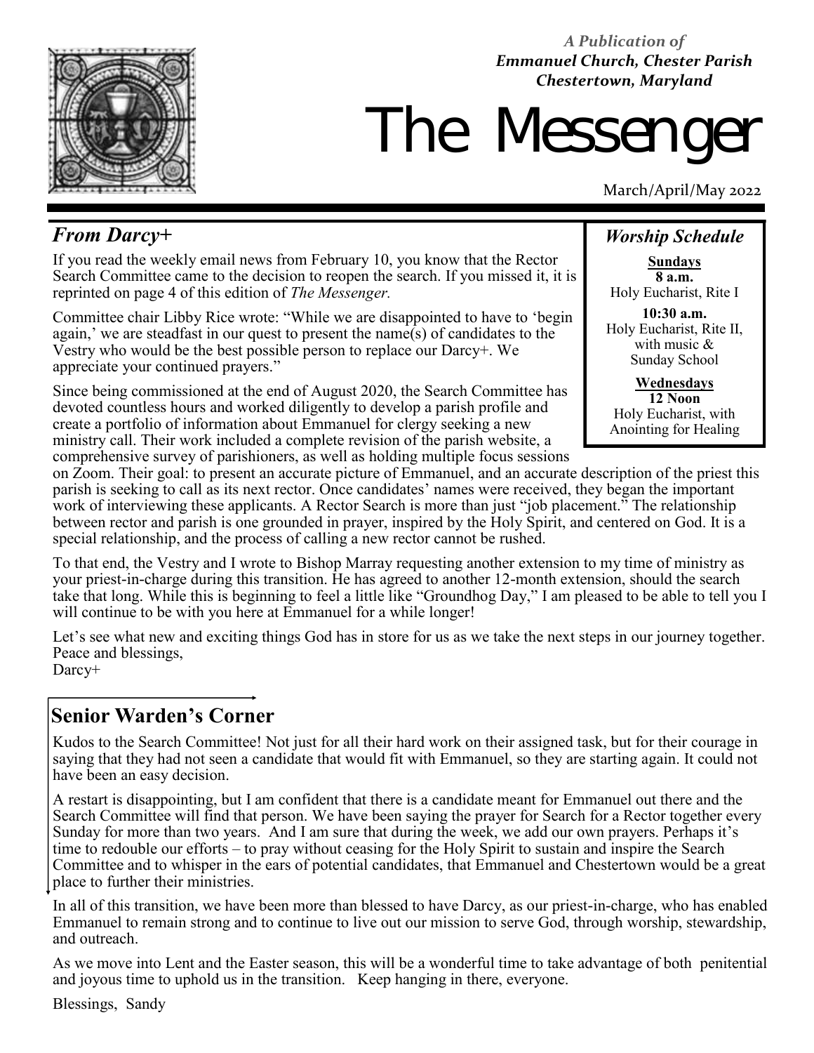*A Publication of*
***Emmanuel Church, Chester Parish***
***Chestertown, Maryland***

# The Messenger

March/April/May 2022

## *From Darcy+*

If you read the weekly email news from February 10, you know that the Rector Search Committee came to the decision to reopen the search. If you missed it, it is reprinted on page 4 of this edition of *The Messenger.*

Committee chair Libby Rice wrote: "While we are disappointed to have to 'begin again,' we are steadfast in our quest to present the name(s) of candidates to the Vestry who would be the best possible person to replace our Darcy+. We appreciate your continued prayers."

Since being commissioned at the end of August 2020, the Search Committee has devoted countless hours and worked diligently to develop a parish profile and create a portfolio of information about Emmanuel for clergy seeking a new ministry call. Their work included a complete revision of the parish website, a comprehensive survey of parishioners, as well as holding multiple focus sessions on Zoom. Their goal: to present an accurate picture of Emmanuel, and an accurate description of the priest this parish is seeking to call as its next rector. Once candidates' names were received, they began the important work of interviewing these applicants. A Rector Search is more than just "job placement." The relationship between rector and parish is one grounded in prayer, inspired by the Holy Spirit, and centered on God. It is a special relationship, and the process of calling a new rector cannot be rushed.

To that end, the Vestry and I wrote to Bishop Marray requesting another extension to my time of ministry as your priest-in-charge during this transition. He has agreed to another 12-month extension, should the search take that long. While this is beginning to feel a little like "Groundhog Day," I am pleased to be able to tell you I will continue to be with you here at Emmanuel for a while longer!

Let's see what new and exciting things God has in store for us as we take the next steps in our journey together.
Peace and blessings,
Darcy+

## *Worship Schedule*

**Sundays**
**8 a.m.**
Holy Eucharist, Rite I

**10:30 a.m.**
Holy Eucharist, Rite II, with music & Sunday School

**Wednesdays**
**12 Noon**
Holy Eucharist, with Anointing for Healing

## Senior Warden's Corner

Kudos to the Search Committee! Not just for all their hard work on their assigned task, but for their courage in saying that they had not seen a candidate that would fit with Emmanuel, so they are starting again. It could not have been an easy decision.

A restart is disappointing, but I am confident that there is a candidate meant for Emmanuel out there and the Search Committee will find that person. We have been saying the prayer for Search for a Rector together every Sunday for more than two years. And I am sure that during the week, we add our own prayers. Perhaps it's time to redouble our efforts – to pray without ceasing for the Holy Spirit to sustain and inspire the Search Committee and to whisper in the ears of potential candidates, that Emmanuel and Chestertown would be a great place to further their ministries.

In all of this transition, we have been more than blessed to have Darcy, as our priest-in-charge, who has enabled Emmanuel to remain strong and to continue to live out our mission to serve God, through worship, stewardship, and outreach.

As we move into Lent and the Easter season, this will be a wonderful time to take advantage of both penitential and joyous time to uphold us in the transition. Keep hanging in there, everyone.

Blessings, Sandy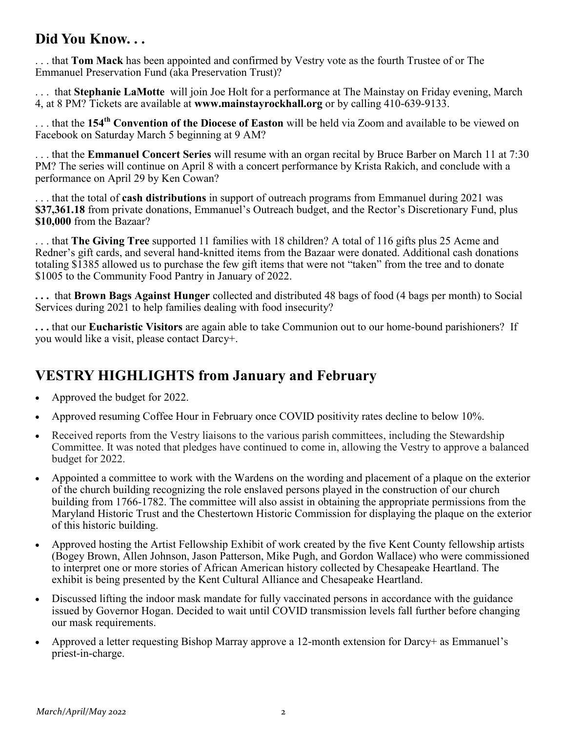## Did You Know. . .

. . . that **Tom Mack** has been appointed and confirmed by Vestry vote as the fourth Trustee of or The Emmanuel Preservation Fund (aka Preservation Trust)?

. . . that **Stephanie LaMotte** will join Joe Holt for a performance at The Mainstay on Friday evening, March 4, at 8 PM? Tickets are available at **www.mainstayrockhall.org** or by calling 410-639-9133.

. . . that the **154th Convention of the Diocese of Easton** will be held via Zoom and available to be viewed on Facebook on Saturday March 5 beginning at 9 AM?

. . . that the **Emmanuel Concert Series** will resume with an organ recital by Bruce Barber on March 11 at 7:30 PM? The series will continue on April 8 with a concert performance by Krista Rakich, and conclude with a performance on April 29 by Ken Cowan?

. . . that the total of **cash distributions** in support of outreach programs from Emmanuel during 2021 was **$37,361.18** from private donations, Emmanuel's Outreach budget, and the Rector's Discretionary Fund, plus **$10,000** from the Bazaar?

. . . that **The Giving Tree** supported 11 families with 18 children? A total of 116 gifts plus 25 Acme and Redner's gift cards, and several hand-knitted items from the Bazaar were donated. Additional cash donations totaling $1385 allowed us to purchase the few gift items that were not "taken" from the tree and to donate $1005 to the Community Food Pantry in January of 2022.

**. . .** that **Brown Bags Against Hunger** collected and distributed 48 bags of food (4 bags per month) to Social Services during 2021 to help families dealing with food insecurity?

**. . .** that our **Eucharistic Visitors** are again able to take Communion out to our home-bound parishioners? If you would like a visit, please contact Darcy+.

## VESTRY HIGHLIGHTS from January and February

- Approved the budget for 2022.
- Approved resuming Coffee Hour in February once COVID positivity rates decline to below 10%.
- Received reports from the Vestry liaisons to the various parish committees, including the Stewardship Committee. It was noted that pledges have continued to come in, allowing the Vestry to approve a balanced budget for 2022.
- Appointed a committee to work with the Wardens on the wording and placement of a plaque on the exterior of the church building recognizing the role enslaved persons played in the construction of our church building from 1766-1782. The committee will also assist in obtaining the appropriate permissions from the Maryland Historic Trust and the Chestertown Historic Commission for displaying the plaque on the exterior of this historic building.
- Approved hosting the Artist Fellowship Exhibit of work created by the five Kent County fellowship artists (Bogey Brown, Allen Johnson, Jason Patterson, Mike Pugh, and Gordon Wallace) who were commissioned to interpret one or more stories of African American history collected by Chesapeake Heartland. The exhibit is being presented by the Kent Cultural Alliance and Chesapeake Heartland.
- Discussed lifting the indoor mask mandate for fully vaccinated persons in accordance with the guidance issued by Governor Hogan. Decided to wait until COVID transmission levels fall further before changing our mask requirements.
- Approved a letter requesting Bishop Marray approve a 12-month extension for Darcy+ as Emmanuel's priest-in-charge.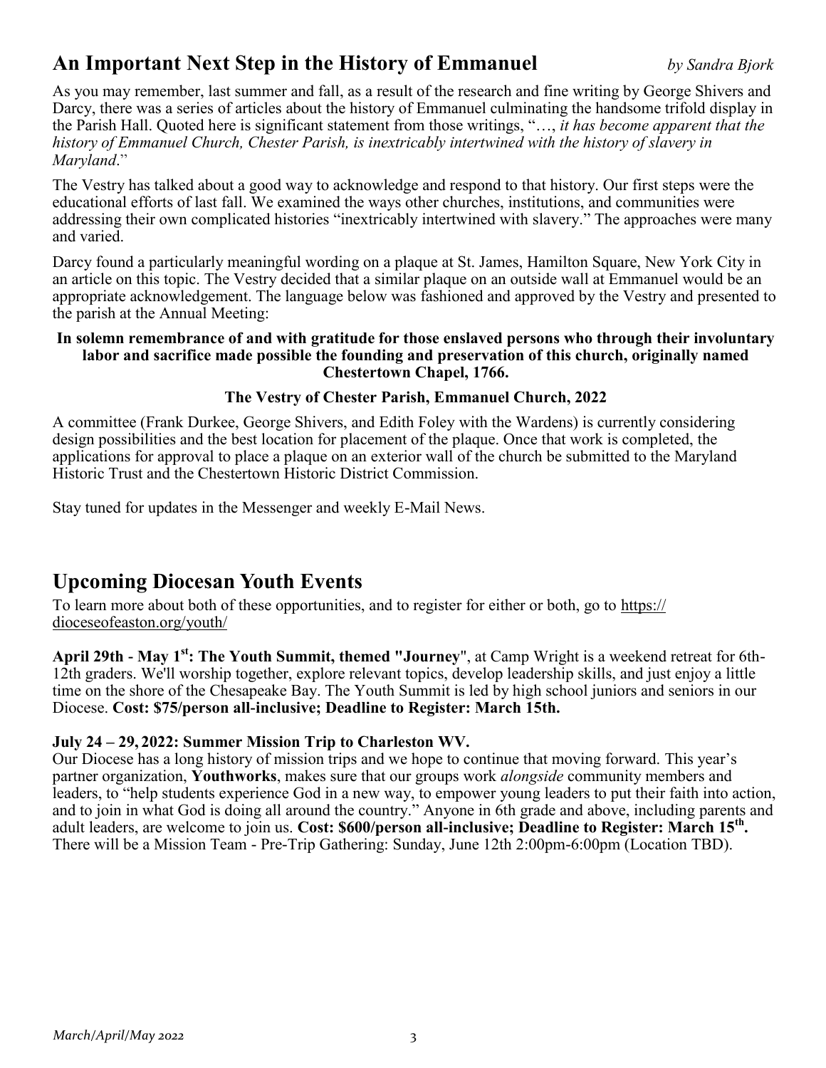## An Important Next Step in the History of Emmanuel

*by Sandra Bjork*

As you may remember, last summer and fall, as a result of the research and fine writing by George Shivers and Darcy, there was a series of articles about the history of Emmanuel culminating the handsome trifold display in the Parish Hall. Quoted here is significant statement from those writings, "…, *it has become apparent that the history of Emmanuel Church, Chester Parish, is inextricably intertwined with the history of slavery in Maryland*."

The Vestry has talked about a good way to acknowledge and respond to that history. Our first steps were the educational efforts of last fall. We examined the ways other churches, institutions, and communities were addressing their own complicated histories "inextricably intertwined with slavery." The approaches were many and varied.

Darcy found a particularly meaningful wording on a plaque at St. James, Hamilton Square, New York City in an article on this topic. The Vestry decided that a similar plaque on an outside wall at Emmanuel would be an appropriate acknowledgement. The language below was fashioned and approved by the Vestry and presented to the parish at the Annual Meeting:

**In solemn remembrance of and with gratitude for those enslaved persons who through their involuntary labor and sacrifice made possible the founding and preservation of this church, originally named Chestertown Chapel, 1766.**

**The Vestry of Chester Parish, Emmanuel Church, 2022**

A committee (Frank Durkee, George Shivers, and Edith Foley with the Wardens) is currently considering design possibilities and the best location for placement of the plaque. Once that work is completed, the applications for approval to place a plaque on an exterior wall of the church be submitted to the Maryland Historic Trust and the Chestertown Historic District Commission.

Stay tuned for updates in the Messenger and weekly E-Mail News.

## Upcoming Diocesan Youth Events

To learn more about both of these opportunities, and to register for either or both, go to https://dioceseofeaston.org/youth/

**April 29th - May 1st: The Youth Summit, themed "Journey"**, at Camp Wright is a weekend retreat for 6th-12th graders. We'll worship together, explore relevant topics, develop leadership skills, and just enjoy a little time on the shore of the Chesapeake Bay. The Youth Summit is led by high school juniors and seniors in our Diocese. **Cost: $75/person all-inclusive; Deadline to Register: March 15th.**

**July 24 – 29, 2022: Summer Mission Trip to Charleston WV.**
Our Diocese has a long history of mission trips and we hope to continue that moving forward. This year's partner organization, **Youthworks**, makes sure that our groups work *alongside* community members and leaders, to "help students experience God in a new way, to empower young leaders to put their faith into action, and to join in what God is doing all around the country." Anyone in 6th grade and above, including parents and adult leaders, are welcome to join us. **Cost: $600/person all-inclusive; Deadline to Register: March 15th.** There will be a Mission Team - Pre-Trip Gathering: Sunday, June 12th 2:00pm-6:00pm (Location TBD).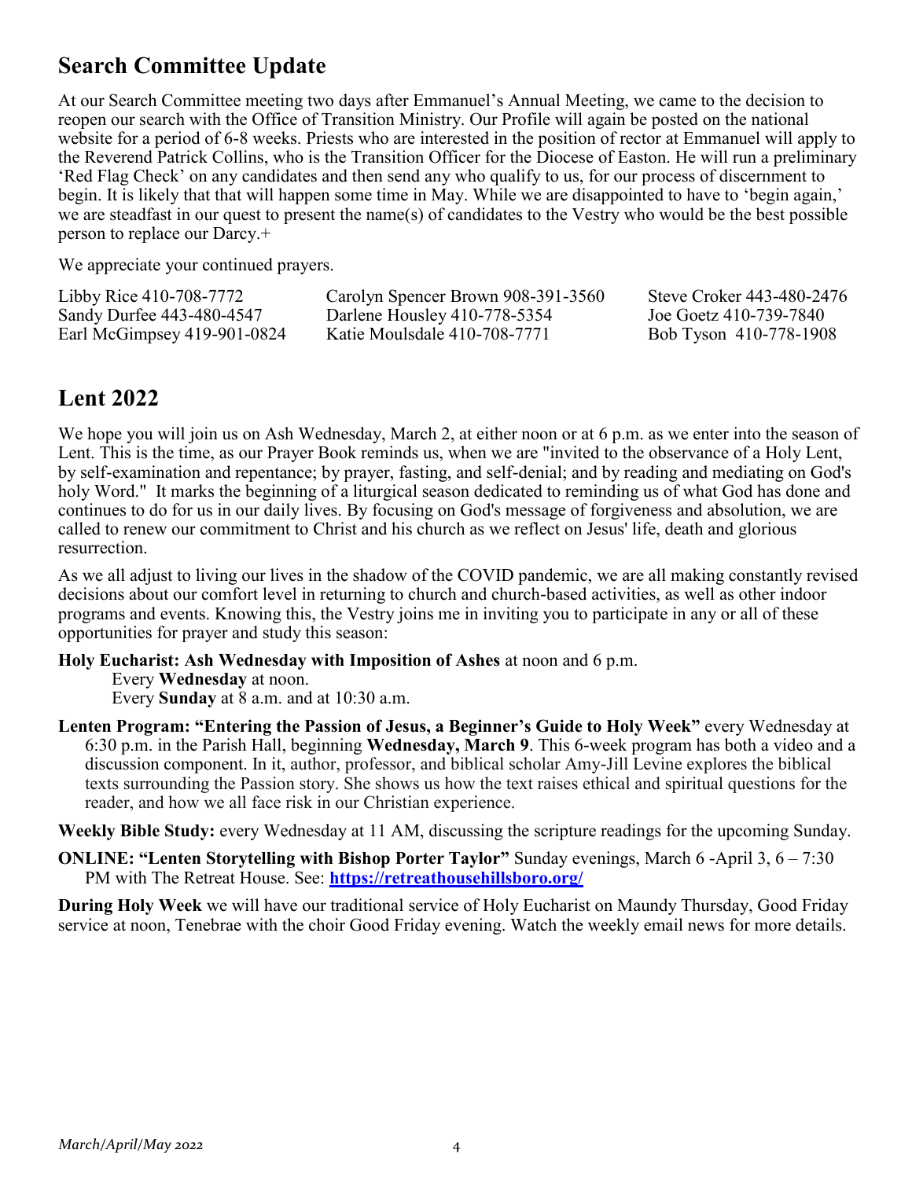## Search Committee Update

At our Search Committee meeting two days after Emmanuel's Annual Meeting, we came to the decision to reopen our search with the Office of Transition Ministry. Our Profile will again be posted on the national website for a period of 6-8 weeks. Priests who are interested in the position of rector at Emmanuel will apply to the Reverend Patrick Collins, who is the Transition Officer for the Diocese of Easton. He will run a preliminary 'Red Flag Check' on any candidates and then send any who qualify to us, for our process of discernment to begin. It is likely that that will happen some time in May. While we are disappointed to have to 'begin again,' we are steadfast in our quest to present the name(s) of candidates to the Vestry who would be the best possible person to replace our Darcy.+

We appreciate your continued prayers.

Libby Rice 410-708-7772
Sandy Durfee 443-480-4547
Earl McGimpsey 419-901-0824
Carolyn Spencer Brown 908-391-3560
Darlene Housley 410-778-5354
Katie Moulsdale 410-708-7771
Steve Croker 443-480-2476
Joe Goetz 410-739-7840
Bob Tyson 410-778-1908

## Lent 2022

We hope you will join us on Ash Wednesday, March 2, at either noon or at 6 p.m. as we enter into the season of Lent. This is the time, as our Prayer Book reminds us, when we are "invited to the observance of a Holy Lent, by self-examination and repentance; by prayer, fasting, and self-denial; and by reading and mediating on God's holy Word." It marks the beginning of a liturgical season dedicated to reminding us of what God has done and continues to do for us in our daily lives. By focusing on God's message of forgiveness and absolution, we are called to renew our commitment to Christ and his church as we reflect on Jesus' life, death and glorious resurrection.

As we all adjust to living our lives in the shadow of the COVID pandemic, we are all making constantly revised decisions about our comfort level in returning to church and church-based activities, as well as other indoor programs and events. Knowing this, the Vestry joins me in inviting you to participate in any or all of these opportunities for prayer and study this season:

**Holy Eucharist: Ash Wednesday with Imposition of Ashes** at noon and 6 p.m.
Every **Wednesday** at noon.
Every **Sunday** at 8 a.m. and at 10:30 a.m.

**Lenten Program: "Entering the Passion of Jesus, a Beginner's Guide to Holy Week"** every Wednesday at 6:30 p.m. in the Parish Hall, beginning **Wednesday, March 9**. This 6-week program has both a video and a discussion component. In it, author, professor, and biblical scholar Amy-Jill Levine explores the biblical texts surrounding the Passion story. She shows us how the text raises ethical and spiritual questions for the reader, and how we all face risk in our Christian experience.

**Weekly Bible Study:** every Wednesday at 11 AM, discussing the scripture readings for the upcoming Sunday.

**ONLINE: "Lenten Storytelling with Bishop Porter Taylor"** Sunday evenings, March 6 -April 3, 6 – 7:30 PM with The Retreat House. See: **https://retreathousehillsboro.org/**

**During Holy Week** we will have our traditional service of Holy Eucharist on Maundy Thursday, Good Friday service at noon, Tenebrae with the choir Good Friday evening. Watch the weekly email news for more details.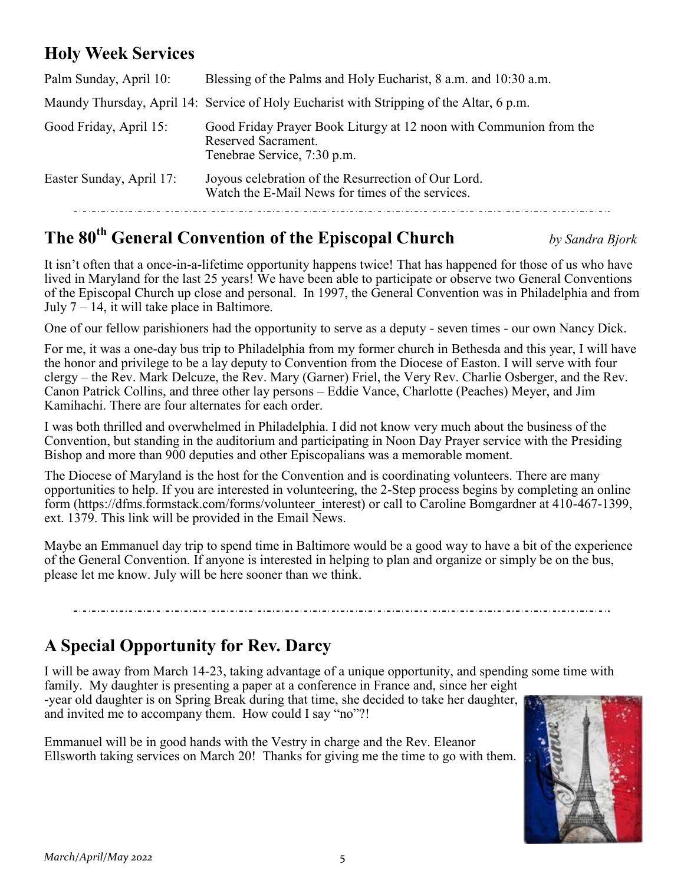## Holy Week Services

| | |
|---|---|
| Palm Sunday, April 10: | Blessing of the Palms and Holy Eucharist, 8 a.m. and 10:30 a.m. |
| Maundy Thursday, April 14: | Service of Holy Eucharist with Stripping of the Altar, 6 p.m. |
| Good Friday, April 15: | Good Friday Prayer Book Liturgy at 12 noon with Communion from the Reserved Sacrament. Tenebrae Service, 7:30 p.m. |
| Easter Sunday, April 17: | Joyous celebration of the Resurrection of Our Lord. Watch the E-Mail News for times of the services. |

## The 80th General Convention of the Episcopal Church

*by Sandra Bjork*

It isn't often that a once-in-a-lifetime opportunity happens twice! That has happened for those of us who have lived in Maryland for the last 25 years! We have been able to participate or observe two General Conventions of the Episcopal Church up close and personal. In 1997, the General Convention was in Philadelphia and from July 7 – 14, it will take place in Baltimore.

One of our fellow parishioners had the opportunity to serve as a deputy - seven times - our own Nancy Dick.

For me, it was a one-day bus trip to Philadelphia from my former church in Bethesda and this year, I will have the honor and privilege to be a lay deputy to Convention from the Diocese of Easton. I will serve with four clergy – the Rev. Mark Delcuze, the Rev. Mary (Garner) Friel, the Very Rev. Charlie Osberger, and the Rev. Canon Patrick Collins, and three other lay persons – Eddie Vance, Charlotte (Peaches) Meyer, and Jim Kamihachi. There are four alternates for each order.

I was both thrilled and overwhelmed in Philadelphia. I did not know very much about the business of the Convention, but standing in the auditorium and participating in Noon Day Prayer service with the Presiding Bishop and more than 900 deputies and other Episcopalians was a memorable moment.

The Diocese of Maryland is the host for the Convention and is coordinating volunteers. There are many opportunities to help. If you are interested in volunteering, the 2-Step process begins by completing an online form (https://dfms.formstack.com/forms/volunteer_interest) or call to Caroline Bomgardner at 410-467-1399, ext. 1379. This link will be provided in the Email News.

Maybe an Emmanuel day trip to spend time in Baltimore would be a good way to have a bit of the experience of the General Convention. If anyone is interested in helping to plan and organize or simply be on the bus, please let me know. July will be here sooner than we think.

## A Special Opportunity for Rev. Darcy

I will be away from March 14-23, taking advantage of a unique opportunity, and spending some time with family. My daughter is presenting a paper at a conference in France and, since her eight-year old daughter is on Spring Break during that time, she decided to take her daughter, and invited me to accompany them. How could I say "no"?!

Emmanuel will be in good hands with the Vestry in charge and the Rev. Eleanor Ellsworth taking services on March 20! Thanks for giving me the time to go with them.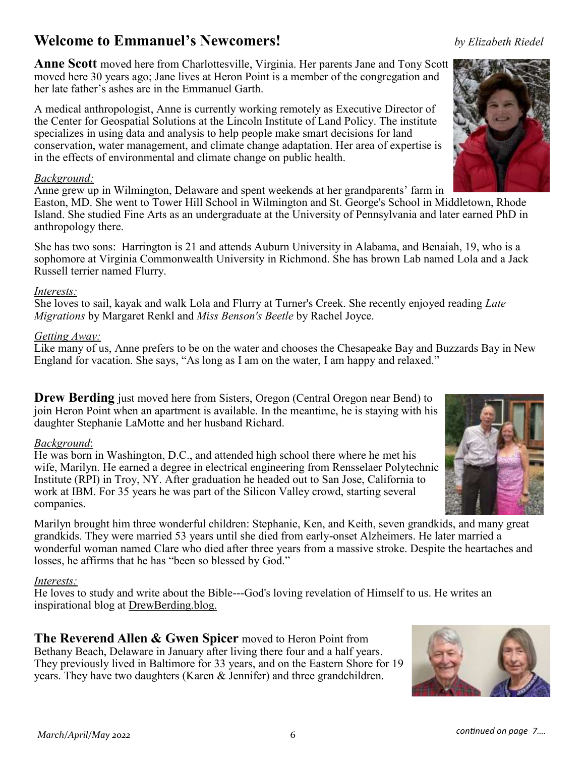## Welcome to Emmanuel's Newcomers!

*by Elizabeth Riedel*

**Anne Scott** moved here from Charlottesville, Virginia. Her parents Jane and Tony Scott moved here 30 years ago; Jane lives at Heron Point is a member of the congregation and her late father's ashes are in the Emmanuel Garth.

A medical anthropologist, Anne is currently working remotely as Executive Director of the Center for Geospatial Solutions at the Lincoln Institute of Land Policy. The institute specializes in using data and analysis to help people make smart decisions for land conservation, water management, and climate change adaptation. Her area of expertise is in the effects of environmental and climate change on public health.

*Background:*
Anne grew up in Wilmington, Delaware and spent weekends at her grandparents' farm in Easton, MD. She went to Tower Hill School in Wilmington and St. George's School in Middletown, Rhode Island. She studied Fine Arts as an undergraduate at the University of Pennsylvania and later earned PhD in anthropology there.

She has two sons: Harrington is 21 and attends Auburn University in Alabama, and Benaiah, 19, who is a sophomore at Virginia Commonwealth University in Richmond. She has brown Lab named Lola and a Jack Russell terrier named Flurry.

*Interests:*
She loves to sail, kayak and walk Lola and Flurry at Turner's Creek. She recently enjoyed reading *Late Migrations* by Margaret Renkl and *Miss Benson's Beetle* by Rachel Joyce.

*Getting Away:*
Like many of us, Anne prefers to be on the water and chooses the Chesapeake Bay and Buzzards Bay in New England for vacation. She says, "As long as I am on the water, I am happy and relaxed."

**Drew Berding** just moved here from Sisters, Oregon (Central Oregon near Bend) to join Heron Point when an apartment is available. In the meantime, he is staying with his daughter Stephanie LaMotte and her husband Richard.

*Background*:
He was born in Washington, D.C., and attended high school there where he met his wife, Marilyn. He earned a degree in electrical engineering from Rensselaer Polytechnic Institute (RPI) in Troy, NY. After graduation he headed out to San Jose, California to work at IBM. For 35 years he was part of the Silicon Valley crowd, starting several companies.

Marilyn brought him three wonderful children: Stephanie, Ken, and Keith, seven grandkids, and many great grandkids. They were married 53 years until she died from early-onset Alzheimers. He later married a wonderful woman named Clare who died after three years from a massive stroke. Despite the heartaches and losses, he affirms that he has "been so blessed by God."

*Interests:*
He loves to study and write about the Bible---God's loving revelation of Himself to us. He writes an inspirational blog at DrewBerding.blog.

**The Reverend Allen & Gwen Spicer** moved to Heron Point from Bethany Beach, Delaware in January after living there four and a half years. They previously lived in Baltimore for 33 years, and on the Eastern Shore for 19 years. They have two daughters (Karen & Jennifer) and three grandchildren.

*continued on page 7….*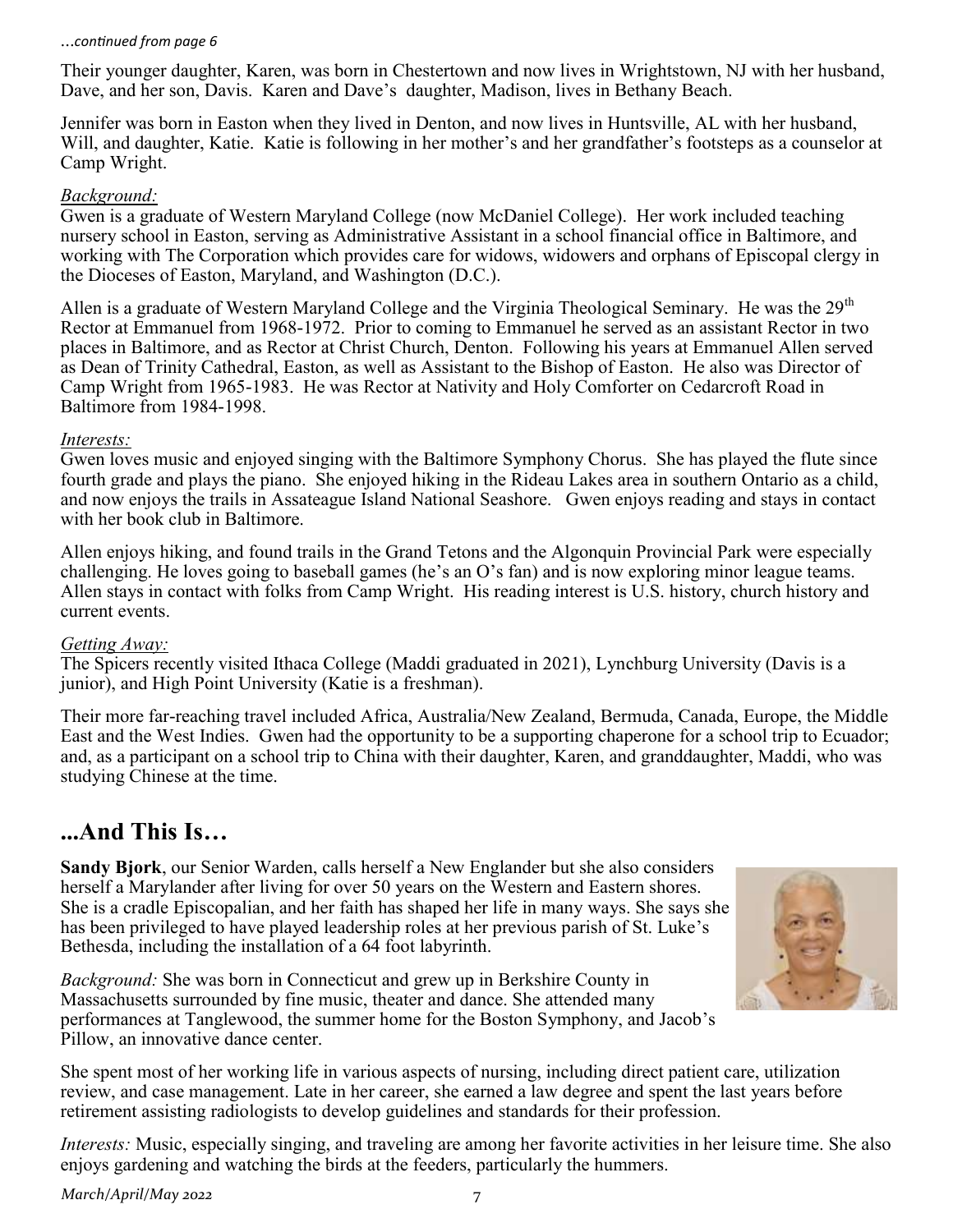*...continued from page 6*

Their younger daughter, Karen, was born in Chestertown and now lives in Wrightstown, NJ with her husband, Dave, and her son, Davis. Karen and Dave's daughter, Madison, lives in Bethany Beach.

Jennifer was born in Easton when they lived in Denton, and now lives in Huntsville, AL with her husband, Will, and daughter, Katie. Katie is following in her mother's and her grandfather's footsteps as a counselor at Camp Wright.

*Background:*
Gwen is a graduate of Western Maryland College (now McDaniel College). Her work included teaching nursery school in Easton, serving as Administrative Assistant in a school financial office in Baltimore, and working with The Corporation which provides care for widows, widowers and orphans of Episcopal clergy in the Dioceses of Easton, Maryland, and Washington (D.C.).

Allen is a graduate of Western Maryland College and the Virginia Theological Seminary. He was the 29th Rector at Emmanuel from 1968-1972. Prior to coming to Emmanuel he served as an assistant Rector in two places in Baltimore, and as Rector at Christ Church, Denton. Following his years at Emmanuel Allen served as Dean of Trinity Cathedral, Easton, as well as Assistant to the Bishop of Easton. He also was Director of Camp Wright from 1965-1983. He was Rector at Nativity and Holy Comforter on Cedarcroft Road in Baltimore from 1984-1998.

*Interests:*
Gwen loves music and enjoyed singing with the Baltimore Symphony Chorus. She has played the flute since fourth grade and plays the piano. She enjoyed hiking in the Rideau Lakes area in southern Ontario as a child, and now enjoys the trails in Assateague Island National Seashore. Gwen enjoys reading and stays in contact with her book club in Baltimore.

Allen enjoys hiking, and found trails in the Grand Tetons and the Algonquin Provincial Park were especially challenging. He loves going to baseball games (he's an O's fan) and is now exploring minor league teams. Allen stays in contact with folks from Camp Wright. His reading interest is U.S. history, church history and current events.

*Getting Away:*
The Spicers recently visited Ithaca College (Maddi graduated in 2021), Lynchburg University (Davis is a junior), and High Point University (Katie is a freshman).

Their more far-reaching travel included Africa, Australia/New Zealand, Bermuda, Canada, Europe, the Middle East and the West Indies. Gwen had the opportunity to be a supporting chaperone for a school trip to Ecuador; and, as a participant on a school trip to China with their daughter, Karen, and granddaughter, Maddi, who was studying Chinese at the time.

## ...And This Is…

**Sandy Bjork**, our Senior Warden, calls herself a New Englander but she also considers herself a Marylander after living for over 50 years on the Western and Eastern shores. She is a cradle Episcopalian, and her faith has shaped her life in many ways. She says she has been privileged to have played leadership roles at her previous parish of St. Luke's Bethesda, including the installation of a 64 foot labyrinth.

*Background:* She was born in Connecticut and grew up in Berkshire County in Massachusetts surrounded by fine music, theater and dance. She attended many performances at Tanglewood, the summer home for the Boston Symphony, and Jacob's Pillow, an innovative dance center.

She spent most of her working life in various aspects of nursing, including direct patient care, utilization review, and case management. Late in her career, she earned a law degree and spent the last years before retirement assisting radiologists to develop guidelines and standards for their profession.

*Interests:* Music, especially singing, and traveling are among her favorite activities in her leisure time. She also enjoys gardening and watching the birds at the feeders, particularly the hummers.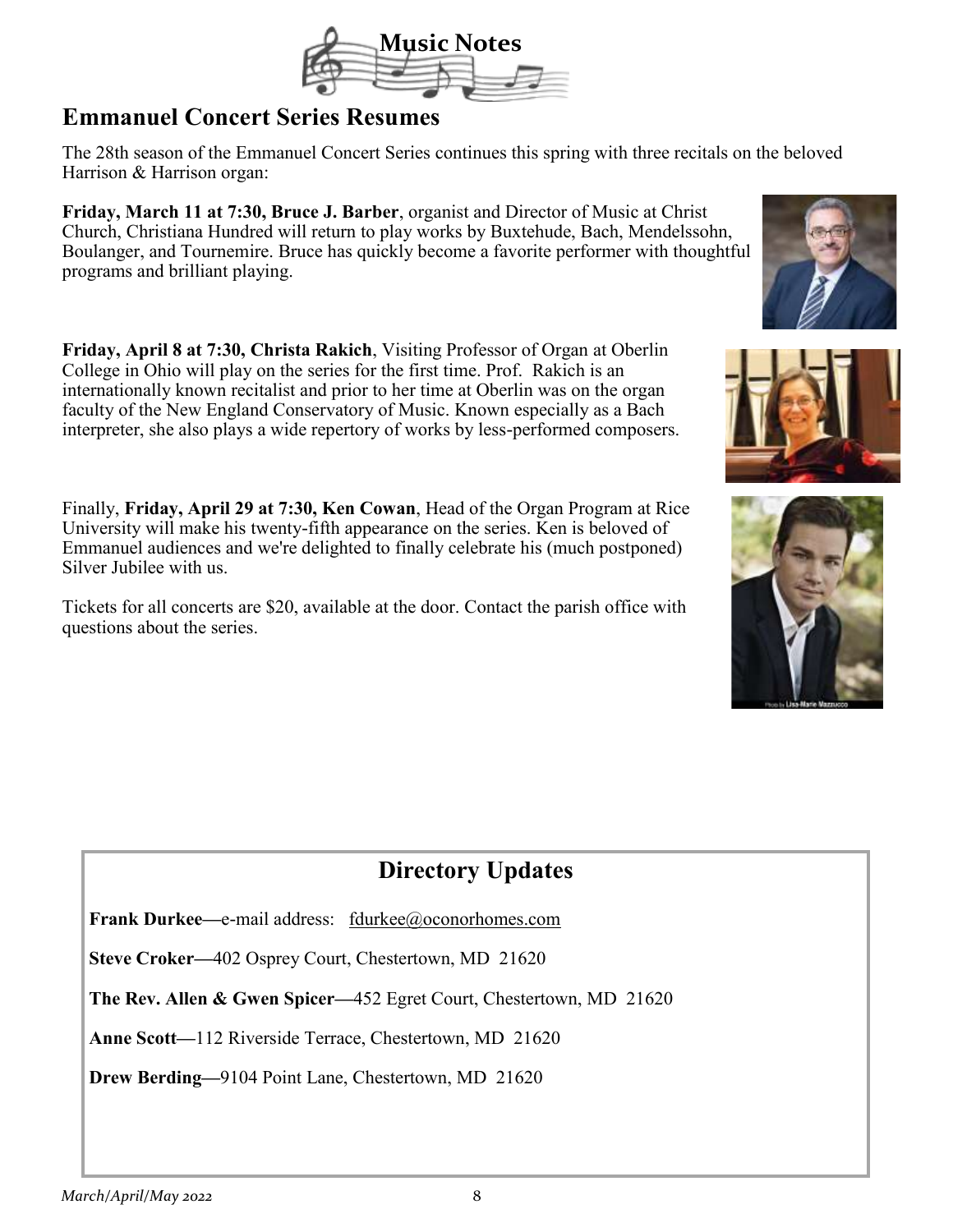# Music Notes

## Emmanuel Concert Series Resumes

The 28th season of the Emmanuel Concert Series continues this spring with three recitals on the beloved Harrison & Harrison organ:

**Friday, March 11 at 7:30, Bruce J. Barber**, organist and Director of Music at Christ Church, Christiana Hundred will return to play works by Buxtehude, Bach, Mendelssohn, Boulanger, and Tournemire. Bruce has quickly become a favorite performer with thoughtful programs and brilliant playing.

**Friday, April 8 at 7:30, Christa Rakich**, Visiting Professor of Organ at Oberlin College in Ohio will play on the series for the first time. Prof. Rakich is an internationally known recitalist and prior to her time at Oberlin was on the organ faculty of the New England Conservatory of Music. Known especially as a Bach interpreter, she also plays a wide repertory of works by less-performed composers.

Finally, **Friday, April 29 at 7:30, Ken Cowan**, Head of the Organ Program at Rice University will make his twenty-fifth appearance on the series. Ken is beloved of Emmanuel audiences and we're delighted to finally celebrate his (much postponed) Silver Jubilee with us.

Tickets for all concerts are $20, available at the door. Contact the parish office with questions about the series.

## Directory Updates

**Frank Durkee—**e-mail address: fdurkee@oconorhomes.com

**Steve Croker—**402 Osprey Court, Chestertown, MD 21620

**The Rev. Allen & Gwen Spicer—**452 Egret Court, Chestertown, MD 21620

**Anne Scott—**112 Riverside Terrace, Chestertown, MD 21620

**Drew Berding—**9104 Point Lane, Chestertown, MD 21620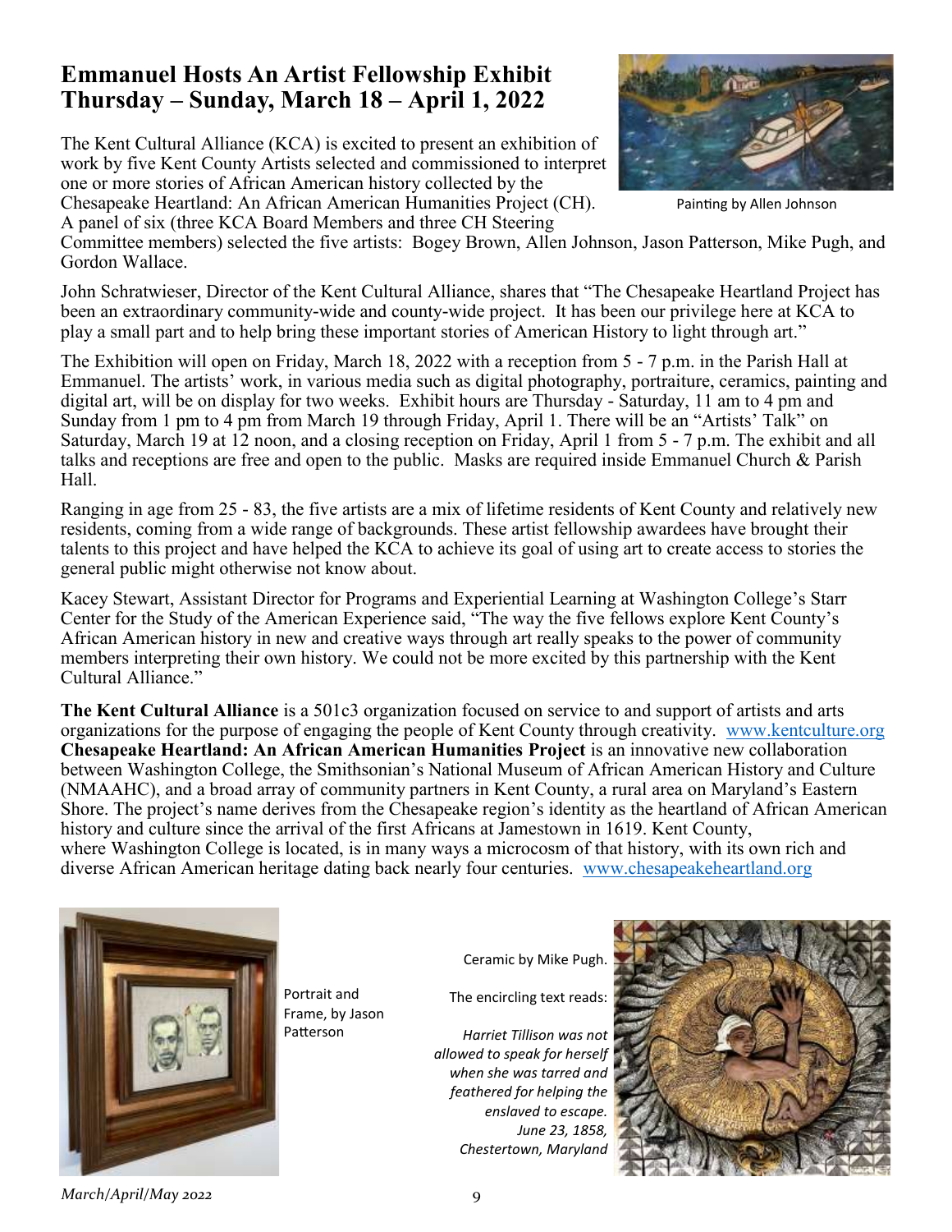## Emmanuel Hosts An Artist Fellowship Exhibit Thursday – Sunday, March 18 – April 1, 2022

Painting by Allen Johnson

The Kent Cultural Alliance (KCA) is excited to present an exhibition of work by five Kent County Artists selected and commissioned to interpret one or more stories of African American history collected by the Chesapeake Heartland: An African American Humanities Project (CH). A panel of six (three KCA Board Members and three CH Steering Committee members) selected the five artists: Bogey Brown, Allen Johnson, Jason Patterson, Mike Pugh, and Gordon Wallace.

John Schratwieser, Director of the Kent Cultural Alliance, shares that "The Chesapeake Heartland Project has been an extraordinary community-wide and county-wide project. It has been our privilege here at KCA to play a small part and to help bring these important stories of American History to light through art."

The Exhibition will open on Friday, March 18, 2022 with a reception from 5 - 7 p.m. in the Parish Hall at Emmanuel. The artists' work, in various media such as digital photography, portraiture, ceramics, painting and digital art, will be on display for two weeks. Exhibit hours are Thursday - Saturday, 11 am to 4 pm and Sunday from 1 pm to 4 pm from March 19 through Friday, April 1. There will be an "Artists' Talk" on Saturday, March 19 at 12 noon, and a closing reception on Friday, April 1 from 5 - 7 p.m. The exhibit and all talks and receptions are free and open to the public. Masks are required inside Emmanuel Church & Parish Hall.

Ranging in age from 25 - 83, the five artists are a mix of lifetime residents of Kent County and relatively new residents, coming from a wide range of backgrounds. These artist fellowship awardees have brought their talents to this project and have helped the KCA to achieve its goal of using art to create access to stories the general public might otherwise not know about.

Kacey Stewart, Assistant Director for Programs and Experiential Learning at Washington College's Starr Center for the Study of the American Experience said, "The way the five fellows explore Kent County's African American history in new and creative ways through art really speaks to the power of community members interpreting their own history. We could not be more excited by this partnership with the Kent Cultural Alliance."

**The Kent Cultural Alliance** is a 501c3 organization focused on service to and support of artists and arts organizations for the purpose of engaging the people of Kent County through creativity. www.kentculture.org

**Chesapeake Heartland: An African American Humanities Project** is an innovative new collaboration between Washington College, the Smithsonian's National Museum of African American History and Culture (NMAAHC), and a broad array of community partners in Kent County, a rural area on Maryland's Eastern Shore. The project's name derives from the Chesapeake region's identity as the heartland of African American history and culture since the arrival of the first Africans at Jamestown in 1619. Kent County, where Washington College is located, is in many ways a microcosm of that history, with its own rich and diverse African American heritage dating back nearly four centuries. www.chesapeakeheartland.org

Portrait and Frame, by Jason Patterson

Ceramic by Mike Pugh.

The encircling text reads:

*Harriet Tillison was not allowed to speak for herself when she was tarred and feathered for helping the enslaved to escape. June 23, 1858, Chestertown, Maryland*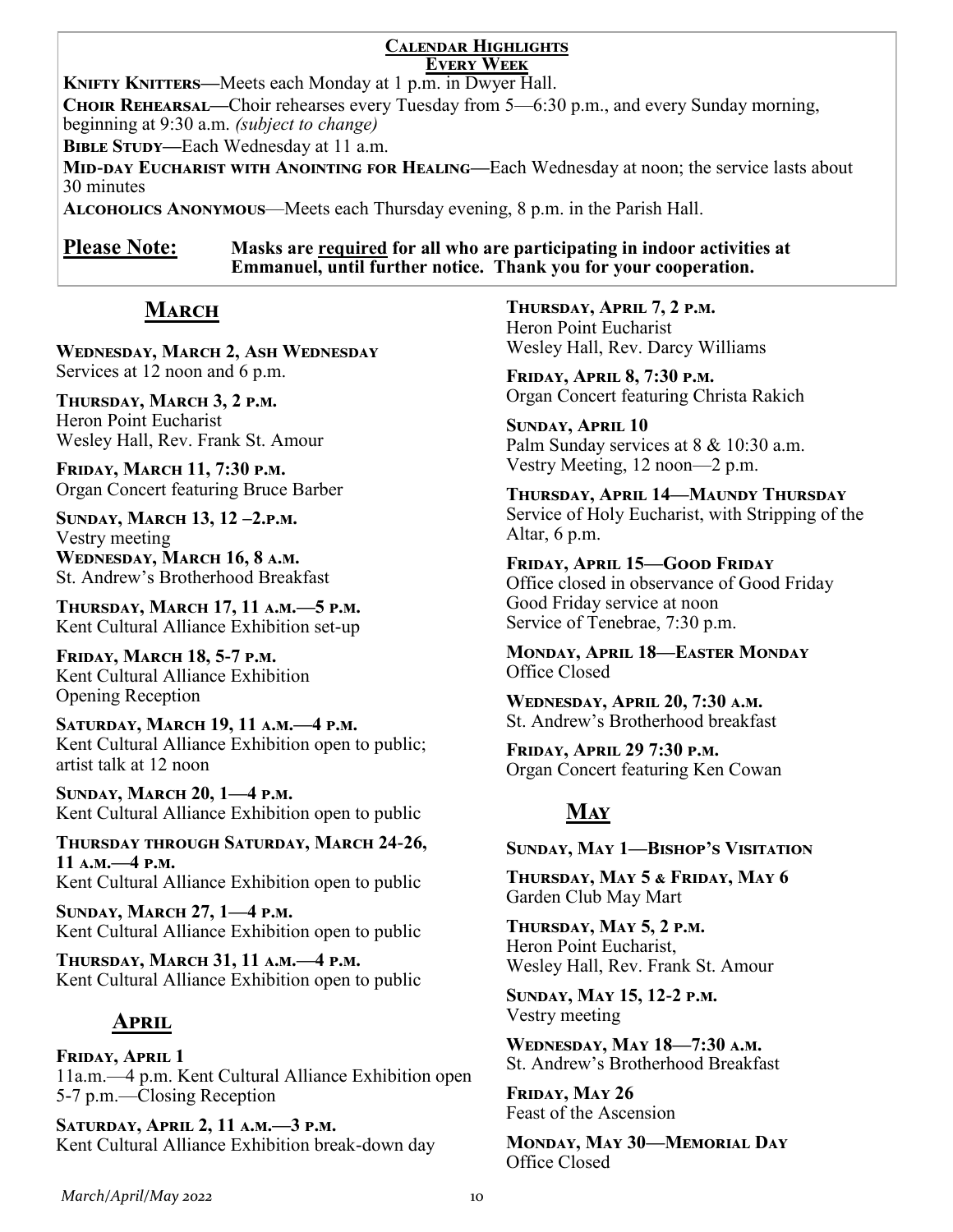## Calendar Highlights

### Every Week

**Knifty Knitters—**Meets each Monday at 1 p.m. in Dwyer Hall.

**Choir Rehearsal—**Choir rehearses every Tuesday from 5—6:30 p.m., and every Sunday morning, beginning at 9:30 a.m. *(subject to change)*

**Bible Study—**Each Wednesday at 11 a.m.

**Mid-day Eucharist with Anointing for Healing—**Each Wednesday at noon; the service lasts about 30 minutes

**Alcoholics Anonymous**—Meets each Thursday evening, 8 p.m. in the Parish Hall.

**Please Note:** **Masks are required for all who are participating in indoor activities at Emmanuel, until further notice. Thank you for your cooperation.**

## March

**Wednesday, March 2, Ash Wednesday**
Services at 12 noon and 6 p.m.

**Thursday, March 3, 2 p.m.**
Heron Point Eucharist
Wesley Hall, Rev. Frank St. Amour

**Friday, March 11, 7:30 p.m.**
Organ Concert featuring Bruce Barber

**Sunday, March 13, 12 –2.p.m.**
Vestry meeting

**Wednesday, March 16, 8 a.m.**
St. Andrew's Brotherhood Breakfast

**Thursday, March 17, 11 a.m.—5 p.m.**
Kent Cultural Alliance Exhibition set-up

**Friday, March 18, 5-7 p.m.**
Kent Cultural Alliance Exhibition
Opening Reception

**Saturday, March 19, 11 a.m.—4 p.m.**
Kent Cultural Alliance Exhibition open to public; artist talk at 12 noon

**Sunday, March 20, 1—4 p.m.**
Kent Cultural Alliance Exhibition open to public

**Thursday through Saturday, March 24-26, 11 a.m.—4 p.m.**
Kent Cultural Alliance Exhibition open to public

**Sunday, March 27, 1—4 p.m.**
Kent Cultural Alliance Exhibition open to public

**Thursday, March 31, 11 a.m.—4 p.m.**
Kent Cultural Alliance Exhibition open to public

## April

**Friday, April 1**
11a.m.—4 p.m. Kent Cultural Alliance Exhibition open
5-7 p.m.—Closing Reception

**Saturday, April 2, 11 a.m.—3 p.m.**
Kent Cultural Alliance Exhibition break-down day

**Thursday, April 7, 2 p.m.**
Heron Point Eucharist
Wesley Hall, Rev. Darcy Williams

**Friday, April 8, 7:30 p.m.**
Organ Concert featuring Christa Rakich

**Sunday, April 10**
Palm Sunday services at 8 & 10:30 a.m.
Vestry Meeting, 12 noon—2 p.m.

**Thursday, April 14—Maundy Thursday**
Service of Holy Eucharist, with Stripping of the Altar, 6 p.m.

**Friday, April 15—Good Friday**
Office closed in observance of Good Friday
Good Friday service at noon
Service of Tenebrae, 7:30 p.m.

**Monday, April 18—Easter Monday**
Office Closed

**Wednesday, April 20, 7:30 a.m.**
St. Andrew's Brotherhood breakfast

**Friday, April 29 7:30 p.m.**
Organ Concert featuring Ken Cowan

## May

**Sunday, May 1—Bishop's Visitation**

**Thursday, May 5 & Friday, May 6**
Garden Club May Mart

**Thursday, May 5, 2 p.m.**
Heron Point Eucharist,
Wesley Hall, Rev. Frank St. Amour

**Sunday, May 15, 12-2 p.m.**
Vestry meeting

**Wednesday, May 18—7:30 a.m.**
St. Andrew's Brotherhood Breakfast

**Friday, May 26**
Feast of the Ascension

**Monday, May 30—Memorial Day**
Office Closed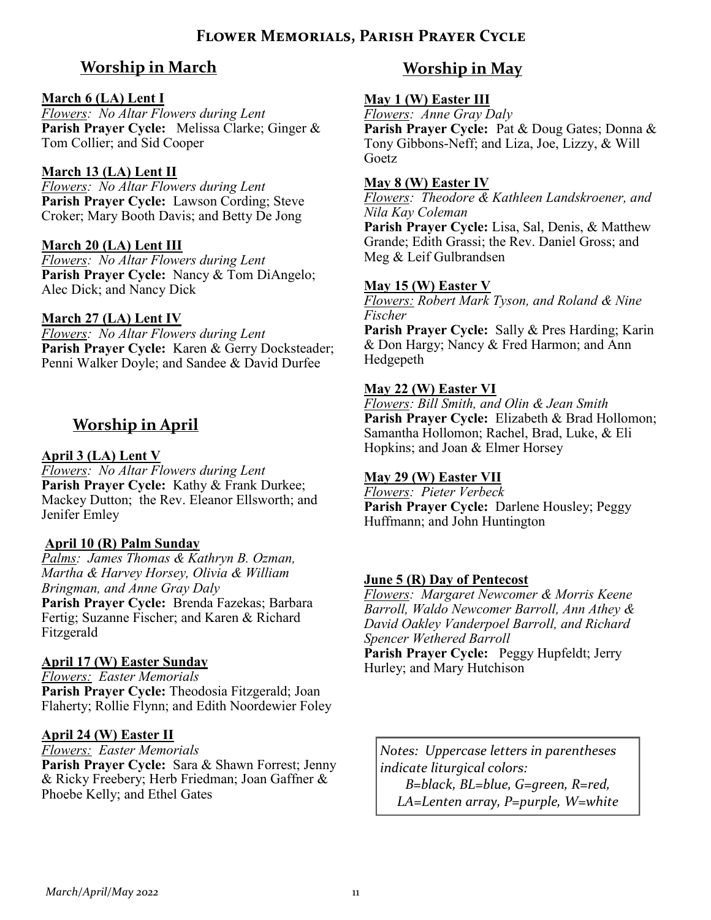# Flower Memorials, Parish Prayer Cycle

## Worship in March

**March 6 (LA) Lent I**
*Flowers: No Altar Flowers during Lent*
**Parish Prayer Cycle:** Melissa Clarke; Ginger & Tom Collier; and Sid Cooper

**March 13 (LA) Lent II**
*Flowers: No Altar Flowers during Lent*
**Parish Prayer Cycle:** Lawson Cording; Steve Croker; Mary Booth Davis; and Betty De Jong

**March 20 (LA) Lent III**
*Flowers: No Altar Flowers during Lent*
**Parish Prayer Cycle:** Nancy & Tom DiAngelo; Alec Dick; and Nancy Dick

**March 27 (LA) Lent IV**
*Flowers: No Altar Flowers during Lent*
**Parish Prayer Cycle:** Karen & Gerry Docksteader; Penni Walker Doyle; and Sandee & David Durfee

## Worship in April

**April 3 (LA) Lent V**
*Flowers: No Altar Flowers during Lent*
**Parish Prayer Cycle:** Kathy & Frank Durkee; Mackey Dutton; the Rev. Eleanor Ellsworth; and Jenifer Emley

**April 10 (R) Palm Sunday**
*Palms: James Thomas & Kathryn B. Ozman, Martha & Harvey Horsey, Olivia & William Bringman, and Anne Gray Daly*
**Parish Prayer Cycle:** Brenda Fazekas; Barbara Fertig; Suzanne Fischer; and Karen & Richard Fitzgerald

**April 17 (W) Easter Sunday**
*Flowers: Easter Memorials*
**Parish Prayer Cycle:** Theodosia Fitzgerald; Joan Flaherty; Rollie Flynn; and Edith Noordewier Foley

**April 24 (W) Easter II**
*Flowers: Easter Memorials*
**Parish Prayer Cycle:** Sara & Shawn Forrest; Jenny & Ricky Freebery; Herb Friedman; Joan Gaffner & Phoebe Kelly; and Ethel Gates

## Worship in May

**May 1 (W) Easter III**
*Flowers: Anne Gray Daly*
**Parish Prayer Cycle:** Pat & Doug Gates; Donna & Tony Gibbons-Neff; and Liza, Joe, Lizzy, & Will Goetz

**May 8 (W) Easter IV**
*Flowers: Theodore & Kathleen Landskroener, and Nila Kay Coleman*
**Parish Prayer Cycle:** Lisa, Sal, Denis, & Matthew Grande; Edith Grassi; the Rev. Daniel Gross; and Meg & Leif Gulbrandsen

**May 15 (W) Easter V**
*Flowers: Robert Mark Tyson, and Roland & Nine Fischer*
**Parish Prayer Cycle:** Sally & Pres Harding; Karin & Don Hargy; Nancy & Fred Harmon; and Ann Hedgepeth

**May 22 (W) Easter VI**
*Flowers: Bill Smith, and Olin & Jean Smith*
**Parish Prayer Cycle:** Elizabeth & Brad Hollomon; Samantha Hollomon; Rachel, Brad, Luke, & Eli Hopkins; and Joan & Elmer Horsey

**May 29 (W) Easter VII**
*Flowers: Pieter Verbeck*
**Parish Prayer Cycle:** Darlene Housley; Peggy Huffmann; and John Huntington

**June 5 (R) Day of Pentecost**
*Flowers: Margaret Newcomer & Morris Keene Barroll, Waldo Newcomer Barroll, Ann Athey & David Oakley Vanderpoel Barroll, and Richard Spencer Wethered Barroll*
**Parish Prayer Cycle:** Peggy Hupfeldt; Jerry Hurley; and Mary Hutchison

*Notes: Uppercase letters in parentheses indicate liturgical colors:*
*B=black, BL=blue, G=green, R=red, LA=Lenten array, P=purple, W=white*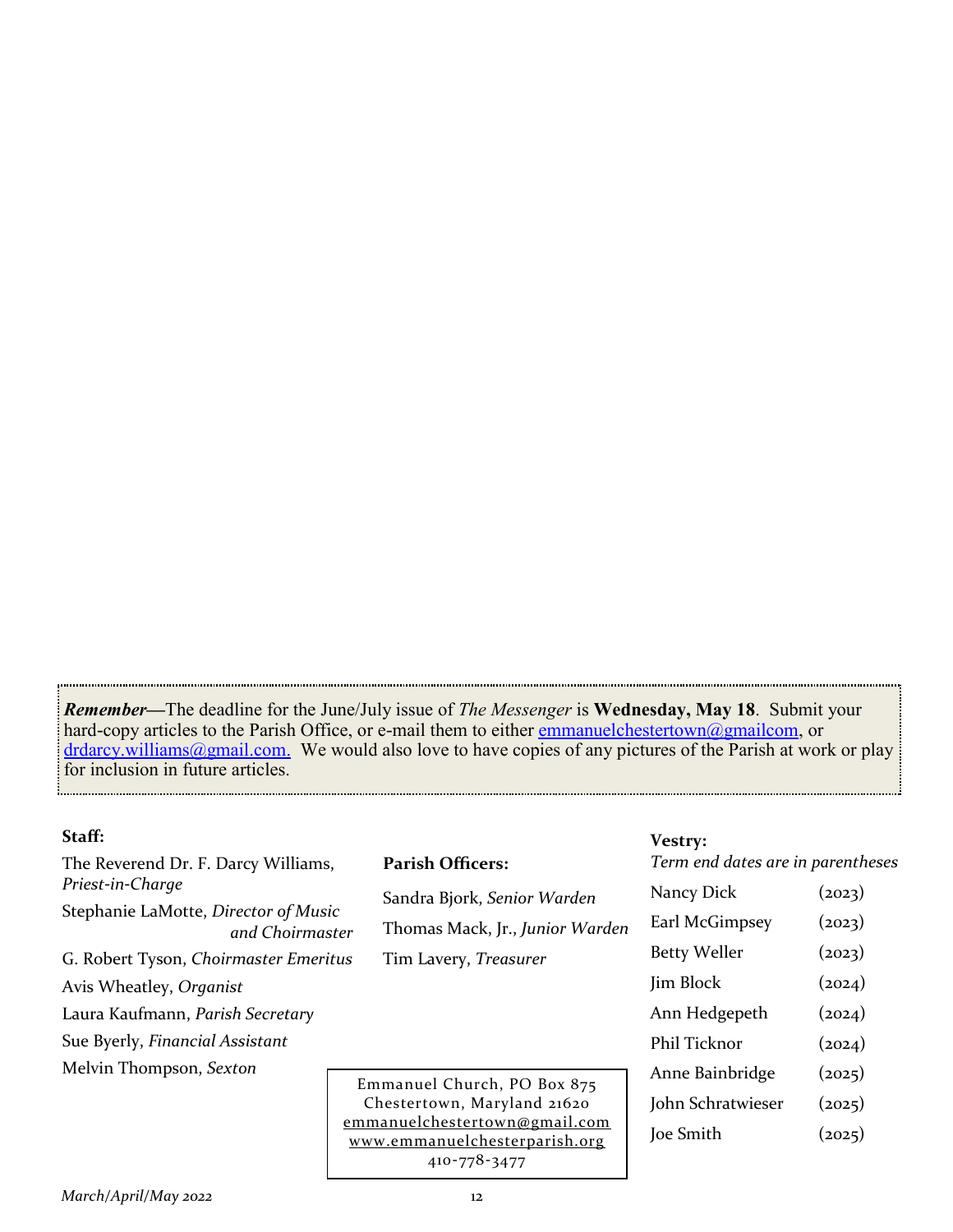***Remember***—The deadline for the June/July issue of *The Messenger* is **Wednesday, May 18**. Submit your hard-copy articles to the Parish Office, or e-mail them to either emmanuelchestertown@gmailcom, or drdarcy.williams@gmail.com. We would also love to have copies of any pictures of the Parish at work or play for inclusion in future articles.

**Staff:**

The Reverend Dr. F. Darcy Williams, *Priest-in-Charge*

Stephanie LaMotte, *Director of Music and Choirmaster*

G. Robert Tyson, *Choirmaster Emeritus*

Avis Wheatley, *Organist*

Laura Kaufmann, *Parish Secretary*

Sue Byerly, *Financial Assistant*

Melvin Thompson, *Sexton*

**Parish Officers:**

Sandra Bjork, *Senior Warden*

Thomas Mack, Jr., *Junior Warden*

Tim Lavery, *Treasurer*

Emmanuel Church, PO Box 875
Chestertown, Maryland 21620
emmanuelchestertown@gmail.com
www.emmanuelchesterparish.org
410-778-3477

**Vestry:**
*Term end dates are in parentheses*

| | |
|---|---|
| Nancy Dick | (2023) |
| Earl McGimpsey | (2023) |
| Betty Weller | (2023) |
| Jim Block | (2024) |
| Ann Hedgepeth | (2024) |
| Phil Ticknor | (2024) |
| Anne Bainbridge | (2025) |
| John Schratwieser | (2025) |
| Joe Smith | (2025) |